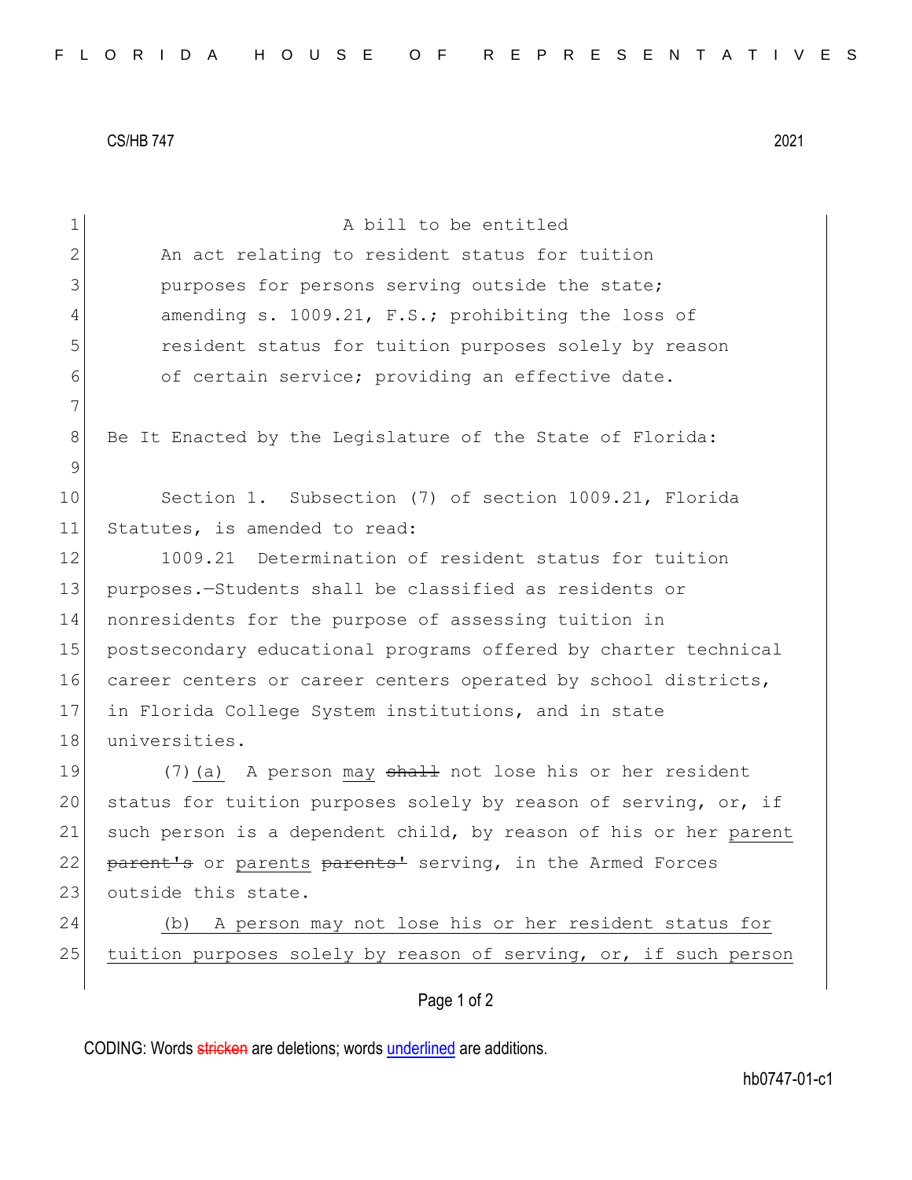CS/HB 747 2021

A bill to be entitled

An act relating to resident status for tuition purposes for persons serving outside the state; amending s. 1009.21, F.S.; prohibiting the loss of resident status for tuition purposes solely by reason of certain service; providing an effective date.

Be It Enacted by the Legislature of the State of Florida:

Section 1. Subsection (7) of section 1009.21, Florida Statutes, is amended to read:

1009.21 Determination of resident status for tuition purposes.—Students shall be classified as residents or nonresidents for the purpose of assessing tuition in postsecondary educational programs offered by charter technical career centers or career centers operated by school districts, in Florida College System institutions, and in state universities.

(7)<u>(a)</u> A person <u>may</u> ~~shall~~ not lose his or her resident status for tuition purposes solely by reason of serving, or, if such person is a dependent child, by reason of his or her <u>parent</u> ~~parent's~~ or <u>parents</u> ~~parents'~~ serving, in the Armed Forces outside this state.

<u>(b) A person may not lose his or her resident status for tuition purposes solely by reason of serving, or, if such person</u>

CODING: Words ~~stricken~~ are deletions; words <u>underlined</u> are additions.

hb0747-01-c1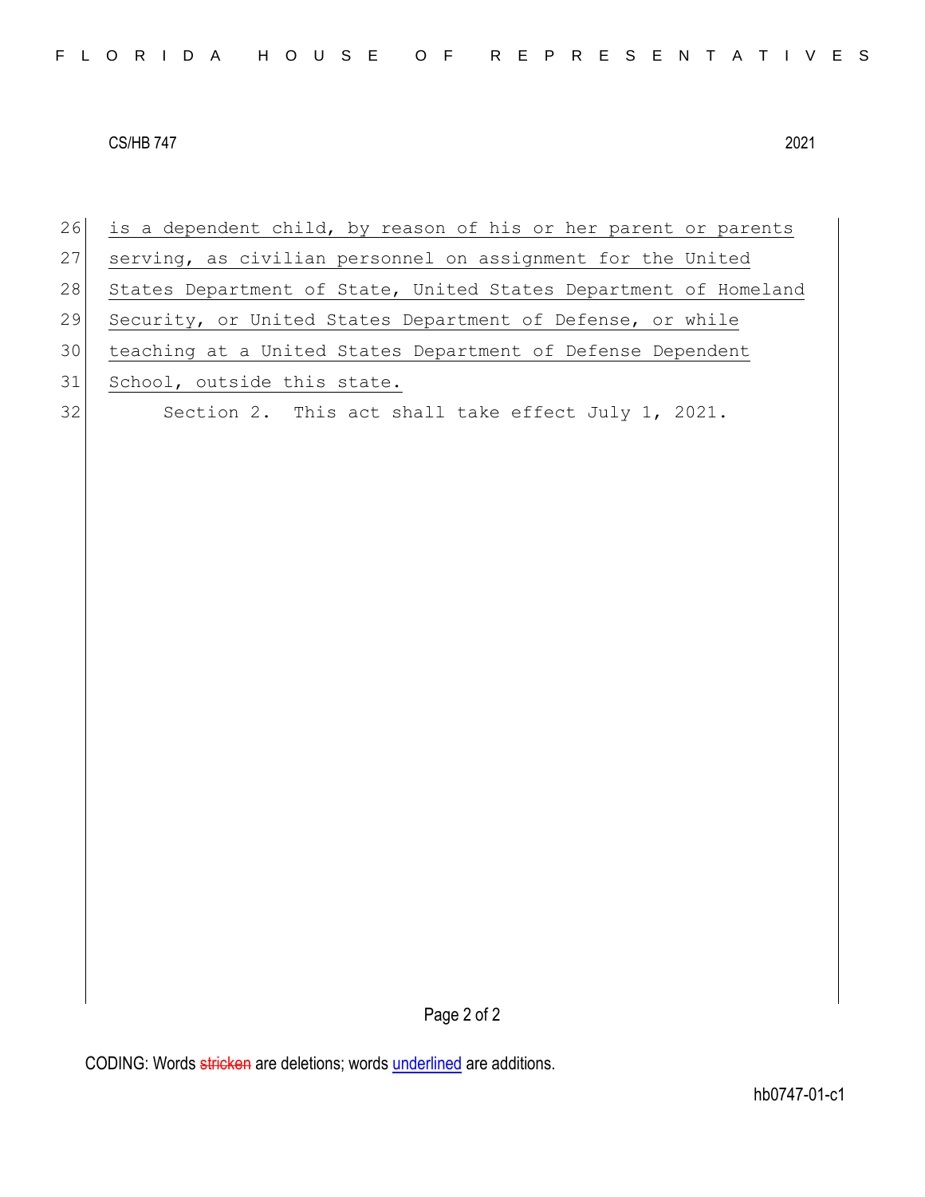is a dependent child, by reason of his or her parent or parents serving, as civilian personnel on assignment for the United States Department of State, United States Department of Homeland Security, or United States Department of Defense, or while teaching at a United States Department of Defense Dependent School, outside this state.

Section 2. This act shall take effect July 1, 2021.